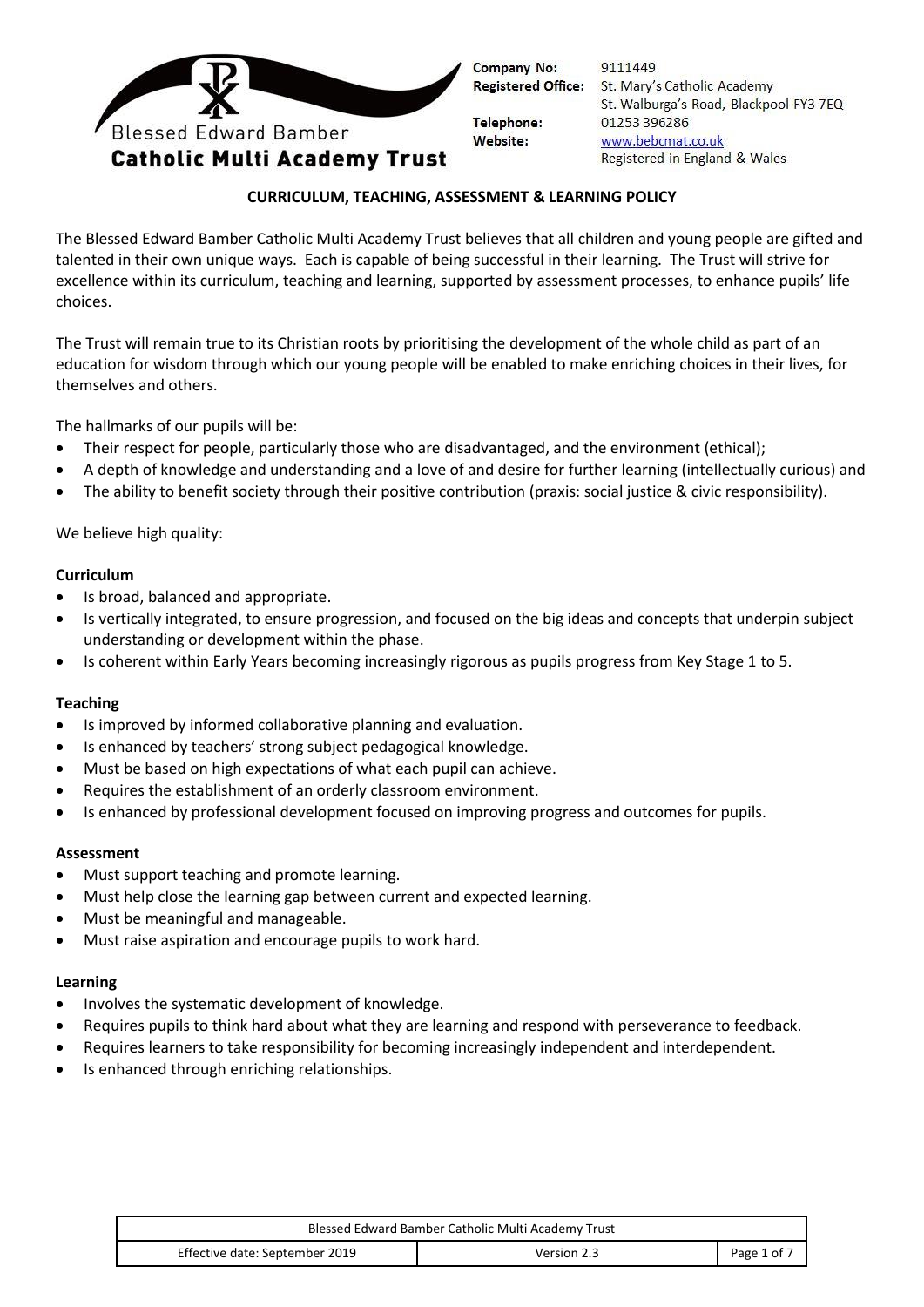Blessed Edward Bamber
**Catholic Multi Academy Trust**

**Company No:** 9111449
**Registered Office:** St. Mary's Catholic Academy
St. Walburga's Road, Blackpool FY3 7EQ
**Telephone:** 01253 396286
**Website:** www.bebcmat.co.uk
Registered in England & Wales

## CURRICULUM, TEACHING, ASSESSMENT & LEARNING POLICY

The Blessed Edward Bamber Catholic Multi Academy Trust believes that all children and young people are gifted and talented in their own unique ways. Each is capable of being successful in their learning. The Trust will strive for excellence within its curriculum, teaching and learning, supported by assessment processes, to enhance pupils' life choices.

The Trust will remain true to its Christian roots by prioritising the development of the whole child as part of an education for wisdom through which our young people will be enabled to make enriching choices in their lives, for themselves and others.

The hallmarks of our pupils will be:

- Their respect for people, particularly those who are disadvantaged, and the environment (ethical);
- A depth of knowledge and understanding and a love of and desire for further learning (intellectually curious) and
- The ability to benefit society through their positive contribution (praxis: social justice & civic responsibility).

We believe high quality:

**Curriculum**

- Is broad, balanced and appropriate.
- Is vertically integrated, to ensure progression, and focused on the big ideas and concepts that underpin subject understanding or development within the phase.
- Is coherent within Early Years becoming increasingly rigorous as pupils progress from Key Stage 1 to 5.

**Teaching**

- Is improved by informed collaborative planning and evaluation.
- Is enhanced by teachers' strong subject pedagogical knowledge.
- Must be based on high expectations of what each pupil can achieve.
- Requires the establishment of an orderly classroom environment.
- Is enhanced by professional development focused on improving progress and outcomes for pupils.

**Assessment**

- Must support teaching and promote learning.
- Must help close the learning gap between current and expected learning.
- Must be meaningful and manageable.
- Must raise aspiration and encourage pupils to work hard.

**Learning**

- Involves the systematic development of knowledge.
- Requires pupils to think hard about what they are learning and respond with perseverance to feedback.
- Requires learners to take responsibility for becoming increasingly independent and interdependent.
- Is enhanced through enriching relationships.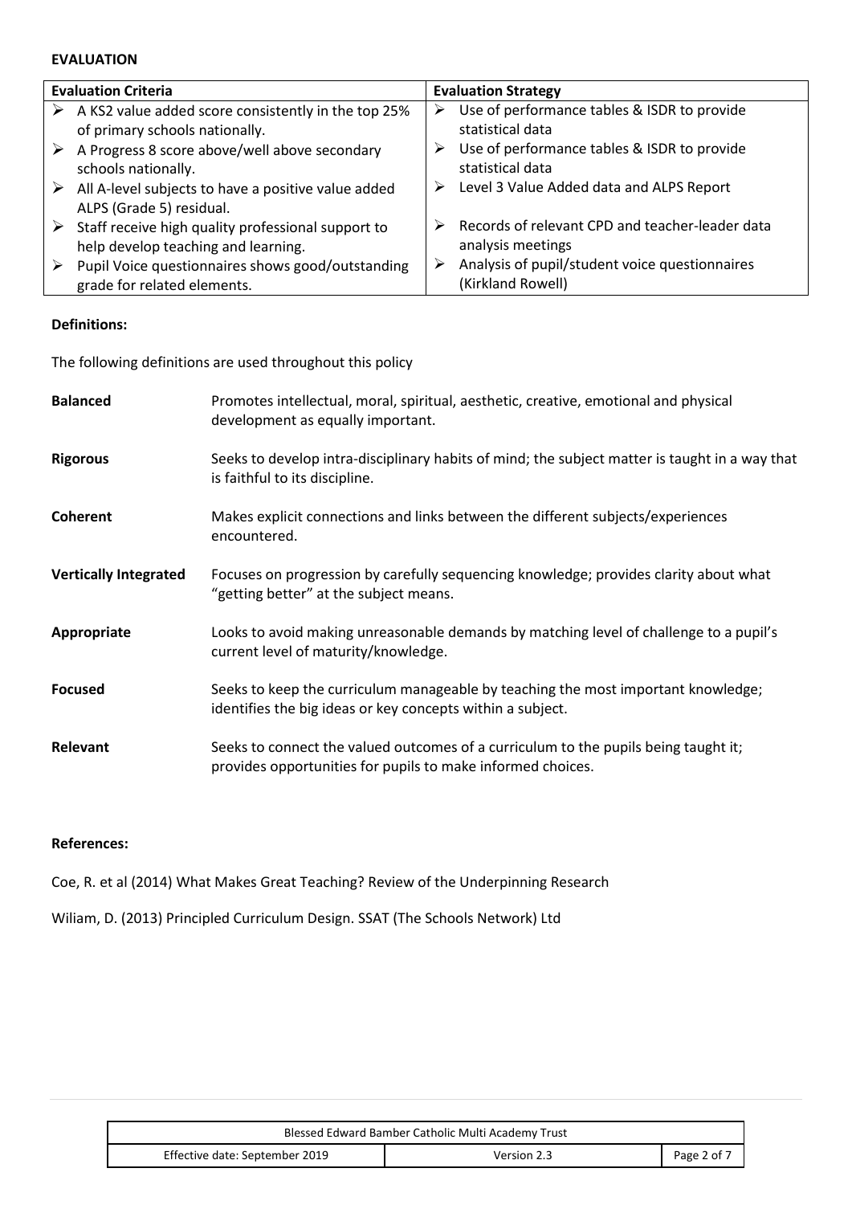**EVALUATION**

| Evaluation Criteria | Evaluation Strategy |
| --- | --- |
| ➢ A KS2 value added score consistently in the top 25% of primary schools nationally. | ➢ Use of performance tables & ISDR to provide statistical data |
| ➢ A Progress 8 score above/well above secondary schools nationally. | ➢ Use of performance tables & ISDR to provide statistical data |
| ➢ All A-level subjects to have a positive value added ALPS (Grade 5) residual. | ➢ Level 3 Value Added data and ALPS Report |
| ➢ Staff receive high quality professional support to help develop teaching and learning. | ➢ Records of relevant CPD and teacher-leader data analysis meetings |
| ➢ Pupil Voice questionnaires shows good/outstanding grade for related elements. | ➢ Analysis of pupil/student voice questionnaires (Kirkland Rowell) |

**Definitions:**

The following definitions are used throughout this policy

**Balanced** Promotes intellectual, moral, spiritual, aesthetic, creative, emotional and physical development as equally important.

**Rigorous** Seeks to develop intra-disciplinary habits of mind; the subject matter is taught in a way that is faithful to its discipline.

**Coherent** Makes explicit connections and links between the different subjects/experiences encountered.

**Vertically Integrated** Focuses on progression by carefully sequencing knowledge; provides clarity about what "getting better" at the subject means.

**Appropriate** Looks to avoid making unreasonable demands by matching level of challenge to a pupil's current level of maturity/knowledge.

**Focused** Seeks to keep the curriculum manageable by teaching the most important knowledge; identifies the big ideas or key concepts within a subject.

**Relevant** Seeks to connect the valued outcomes of a curriculum to the pupils being taught it; provides opportunities for pupils to make informed choices.

**References:**

Coe, R. et al (2014) What Makes Great Teaching? Review of the Underpinning Research

Wiliam, D. (2013) Principled Curriculum Design. SSAT (The Schools Network) Ltd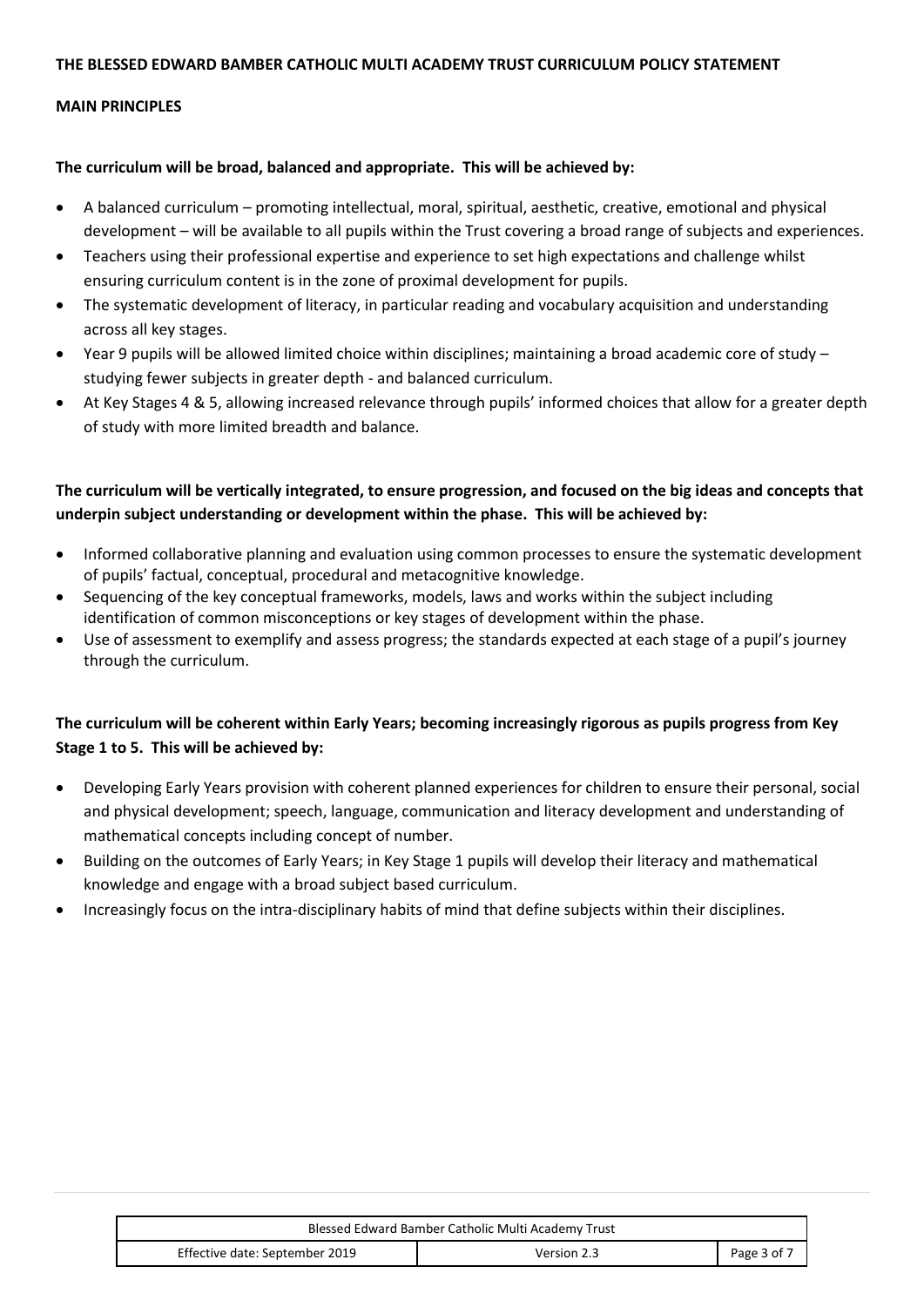# THE BLESSED EDWARD BAMBER CATHOLIC MULTI ACADEMY TRUST CURRICULUM POLICY STATEMENT

## MAIN PRINCIPLES

**The curriculum will be broad, balanced and appropriate. This will be achieved by:**

- A balanced curriculum – promoting intellectual, moral, spiritual, aesthetic, creative, emotional and physical development – will be available to all pupils within the Trust covering a broad range of subjects and experiences.
- Teachers using their professional expertise and experience to set high expectations and challenge whilst ensuring curriculum content is in the zone of proximal development for pupils.
- The systematic development of literacy, in particular reading and vocabulary acquisition and understanding across all key stages.
- Year 9 pupils will be allowed limited choice within disciplines; maintaining a broad academic core of study – studying fewer subjects in greater depth - and balanced curriculum.
- At Key Stages 4 & 5, allowing increased relevance through pupils' informed choices that allow for a greater depth of study with more limited breadth and balance.

**The curriculum will be vertically integrated, to ensure progression, and focused on the big ideas and concepts that underpin subject understanding or development within the phase. This will be achieved by:**

- Informed collaborative planning and evaluation using common processes to ensure the systematic development of pupils' factual, conceptual, procedural and metacognitive knowledge.
- Sequencing of the key conceptual frameworks, models, laws and works within the subject including identification of common misconceptions or key stages of development within the phase.
- Use of assessment to exemplify and assess progress; the standards expected at each stage of a pupil's journey through the curriculum.

**The curriculum will be coherent within Early Years; becoming increasingly rigorous as pupils progress from Key Stage 1 to 5. This will be achieved by:**

- Developing Early Years provision with coherent planned experiences for children to ensure their personal, social and physical development; speech, language, communication and literacy development and understanding of mathematical concepts including concept of number.
- Building on the outcomes of Early Years; in Key Stage 1 pupils will develop their literacy and mathematical knowledge and engage with a broad subject based curriculum.
- Increasingly focus on the intra-disciplinary habits of mind that define subjects within their disciplines.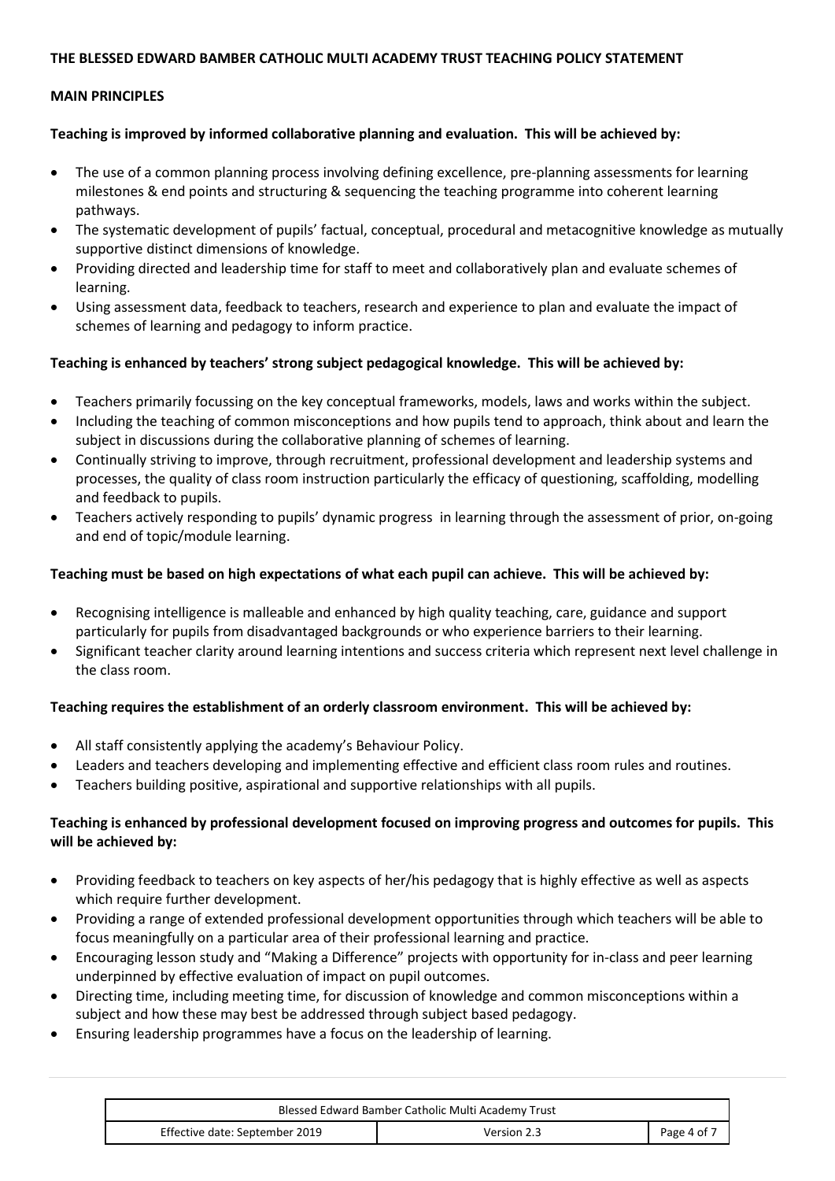**THE BLESSED EDWARD BAMBER CATHOLIC MULTI ACADEMY TRUST TEACHING POLICY STATEMENT**

**MAIN PRINCIPLES**

**Teaching is improved by informed collaborative planning and evaluation. This will be achieved by:**

- The use of a common planning process involving defining excellence, pre-planning assessments for learning milestones & end points and structuring & sequencing the teaching programme into coherent learning pathways.
- The systematic development of pupils' factual, conceptual, procedural and metacognitive knowledge as mutually supportive distinct dimensions of knowledge.
- Providing directed and leadership time for staff to meet and collaboratively plan and evaluate schemes of learning.
- Using assessment data, feedback to teachers, research and experience to plan and evaluate the impact of schemes of learning and pedagogy to inform practice.

**Teaching is enhanced by teachers' strong subject pedagogical knowledge. This will be achieved by:**

- Teachers primarily focussing on the key conceptual frameworks, models, laws and works within the subject.
- Including the teaching of common misconceptions and how pupils tend to approach, think about and learn the subject in discussions during the collaborative planning of schemes of learning.
- Continually striving to improve, through recruitment, professional development and leadership systems and processes, the quality of class room instruction particularly the efficacy of questioning, scaffolding, modelling and feedback to pupils.
- Teachers actively responding to pupils' dynamic progress in learning through the assessment of prior, on-going and end of topic/module learning.

**Teaching must be based on high expectations of what each pupil can achieve. This will be achieved by:**

- Recognising intelligence is malleable and enhanced by high quality teaching, care, guidance and support particularly for pupils from disadvantaged backgrounds or who experience barriers to their learning.
- Significant teacher clarity around learning intentions and success criteria which represent next level challenge in the class room.

**Teaching requires the establishment of an orderly classroom environment. This will be achieved by:**

- All staff consistently applying the academy's Behaviour Policy.
- Leaders and teachers developing and implementing effective and efficient class room rules and routines.
- Teachers building positive, aspirational and supportive relationships with all pupils.

**Teaching is enhanced by professional development focused on improving progress and outcomes for pupils. This will be achieved by:**

- Providing feedback to teachers on key aspects of her/his pedagogy that is highly effective as well as aspects which require further development.
- Providing a range of extended professional development opportunities through which teachers will be able to focus meaningfully on a particular area of their professional learning and practice.
- Encouraging lesson study and "Making a Difference" projects with opportunity for in-class and peer learning underpinned by effective evaluation of impact on pupil outcomes.
- Directing time, including meeting time, for discussion of knowledge and common misconceptions within a subject and how these may best be addressed through subject based pedagogy.
- Ensuring leadership programmes have a focus on the leadership of learning.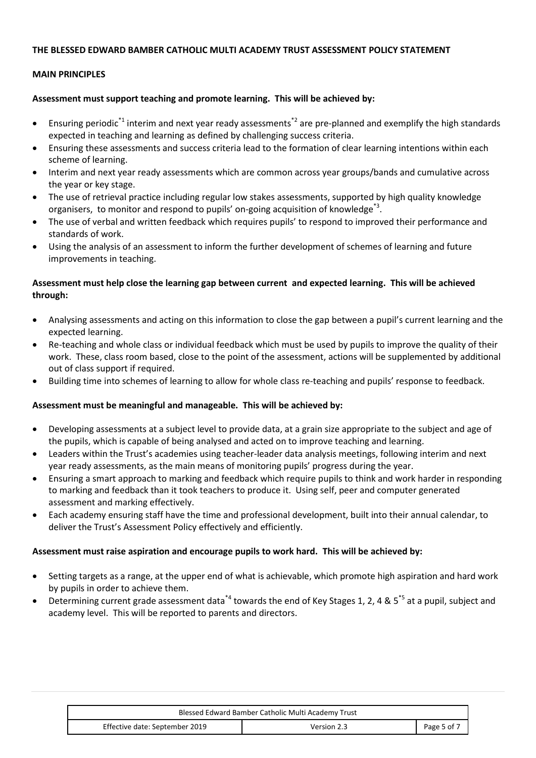**THE BLESSED EDWARD BAMBER CATHOLIC MULTI ACADEMY TRUST ASSESSMENT POLICY STATEMENT**

**MAIN PRINCIPLES**

**Assessment must support teaching and promote learning. This will be achieved by:**

- Ensuring periodic[*1] interim and next year ready assessments[*2] are pre-planned and exemplify the high standards expected in teaching and learning as defined by challenging success criteria.
- Ensuring these assessments and success criteria lead to the formation of clear learning intentions within each scheme of learning.
- Interim and next year ready assessments which are common across year groups/bands and cumulative across the year or key stage.
- The use of retrieval practice including regular low stakes assessments, supported by high quality knowledge organisers, to monitor and respond to pupils' on-going acquisition of knowledge[*3].
- The use of verbal and written feedback which requires pupils' to respond to improved their performance and standards of work.
- Using the analysis of an assessment to inform the further development of schemes of learning and future improvements in teaching.

**Assessment must help close the learning gap between current and expected learning. This will be achieved through:**

- Analysing assessments and acting on this information to close the gap between a pupil's current learning and the expected learning.
- Re-teaching and whole class or individual feedback which must be used by pupils to improve the quality of their work. These, class room based, close to the point of the assessment, actions will be supplemented by additional out of class support if required.
- Building time into schemes of learning to allow for whole class re-teaching and pupils' response to feedback.

**Assessment must be meaningful and manageable. This will be achieved by:**

- Developing assessments at a subject level to provide data, at a grain size appropriate to the subject and age of the pupils, which is capable of being analysed and acted on to improve teaching and learning.
- Leaders within the Trust's academies using teacher-leader data analysis meetings, following interim and next year ready assessments, as the main means of monitoring pupils' progress during the year.
- Ensuring a smart approach to marking and feedback which require pupils to think and work harder in responding to marking and feedback than it took teachers to produce it. Using self, peer and computer generated assessment and marking effectively.
- Each academy ensuring staff have the time and professional development, built into their annual calendar, to deliver the Trust's Assessment Policy effectively and efficiently.

**Assessment must raise aspiration and encourage pupils to work hard. This will be achieved by:**

- Setting targets as a range, at the upper end of what is achievable, which promote high aspiration and hard work by pupils in order to achieve them.
- Determining current grade assessment data[*4] towards the end of Key Stages 1, 2, 4 & 5[*5] at a pupil, subject and academy level. This will be reported to parents and directors.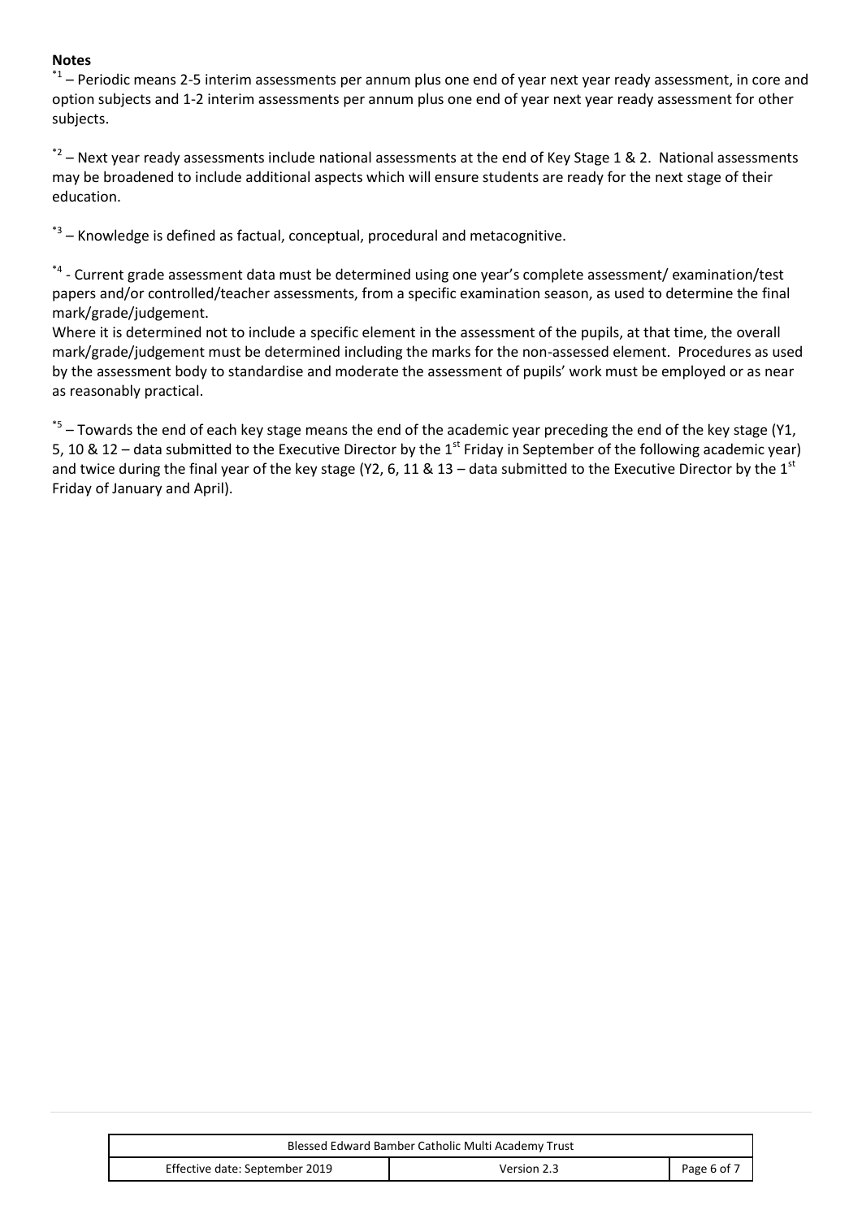**Notes**

*1 – Periodic means 2-5 interim assessments per annum plus one end of year next year ready assessment, in core and option subjects and 1-2 interim assessments per annum plus one end of year next year ready assessment for other subjects.

*2 – Next year ready assessments include national assessments at the end of Key Stage 1 & 2. National assessments may be broadened to include additional aspects which will ensure students are ready for the next stage of their education.

*3 – Knowledge is defined as factual, conceptual, procedural and metacognitive.

*4 - Current grade assessment data must be determined using one year's complete assessment/ examination/test papers and/or controlled/teacher assessments, from a specific examination season, as used to determine the final mark/grade/judgement.
Where it is determined not to include a specific element in the assessment of the pupils, at that time, the overall mark/grade/judgement must be determined including the marks for the non-assessed element. Procedures as used by the assessment body to standardise and moderate the assessment of pupils' work must be employed or as near as reasonably practical.

*5 – Towards the end of each key stage means the end of the academic year preceding the end of the key stage (Y1, 5, 10 & 12 – data submitted to the Executive Director by the 1st Friday in September of the following academic year) and twice during the final year of the key stage (Y2, 6, 11 & 13 – data submitted to the Executive Director by the 1st Friday of January and April).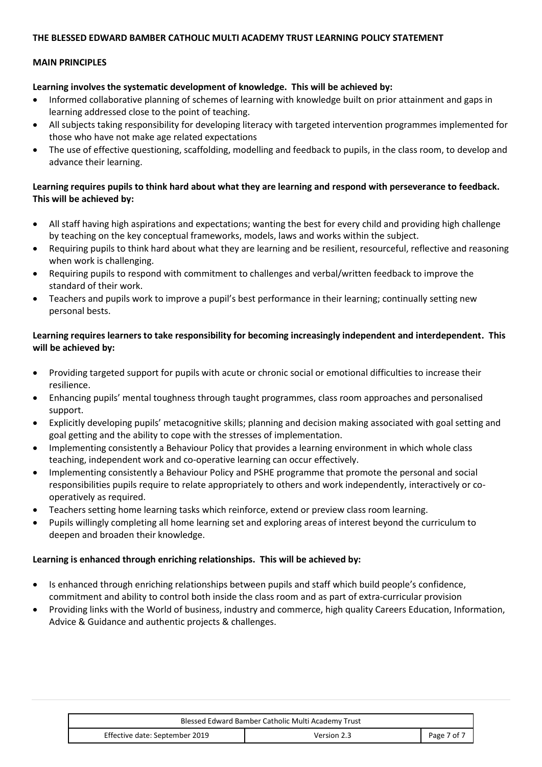**THE BLESSED EDWARD BAMBER CATHOLIC MULTI ACADEMY TRUST LEARNING POLICY STATEMENT**

**MAIN PRINCIPLES**

**Learning involves the systematic development of knowledge. This will be achieved by:**

- Informed collaborative planning of schemes of learning with knowledge built on prior attainment and gaps in learning addressed close to the point of teaching.
- All subjects taking responsibility for developing literacy with targeted intervention programmes implemented for those who have not make age related expectations
- The use of effective questioning, scaffolding, modelling and feedback to pupils, in the class room, to develop and advance their learning.

**Learning requires pupils to think hard about what they are learning and respond with perseverance to feedback. This will be achieved by:**

- All staff having high aspirations and expectations; wanting the best for every child and providing high challenge by teaching on the key conceptual frameworks, models, laws and works within the subject.
- Requiring pupils to think hard about what they are learning and be resilient, resourceful, reflective and reasoning when work is challenging.
- Requiring pupils to respond with commitment to challenges and verbal/written feedback to improve the standard of their work.
- Teachers and pupils work to improve a pupil's best performance in their learning; continually setting new personal bests.

**Learning requires learners to take responsibility for becoming increasingly independent and interdependent. This will be achieved by:**

- Providing targeted support for pupils with acute or chronic social or emotional difficulties to increase their resilience.
- Enhancing pupils' mental toughness through taught programmes, class room approaches and personalised support.
- Explicitly developing pupils' metacognitive skills; planning and decision making associated with goal setting and goal getting and the ability to cope with the stresses of implementation.
- Implementing consistently a Behaviour Policy that provides a learning environment in which whole class teaching, independent work and co-operative learning can occur effectively.
- Implementing consistently a Behaviour Policy and PSHE programme that promote the personal and social responsibilities pupils require to relate appropriately to others and work independently, interactively or co-operatively as required.
- Teachers setting home learning tasks which reinforce, extend or preview class room learning.
- Pupils willingly completing all home learning set and exploring areas of interest beyond the curriculum to deepen and broaden their knowledge.

**Learning is enhanced through enriching relationships. This will be achieved by:**

- Is enhanced through enriching relationships between pupils and staff which build people's confidence, commitment and ability to control both inside the class room and as part of extra-curricular provision
- Providing links with the World of business, industry and commerce, high quality Careers Education, Information, Advice & Guidance and authentic projects & challenges.